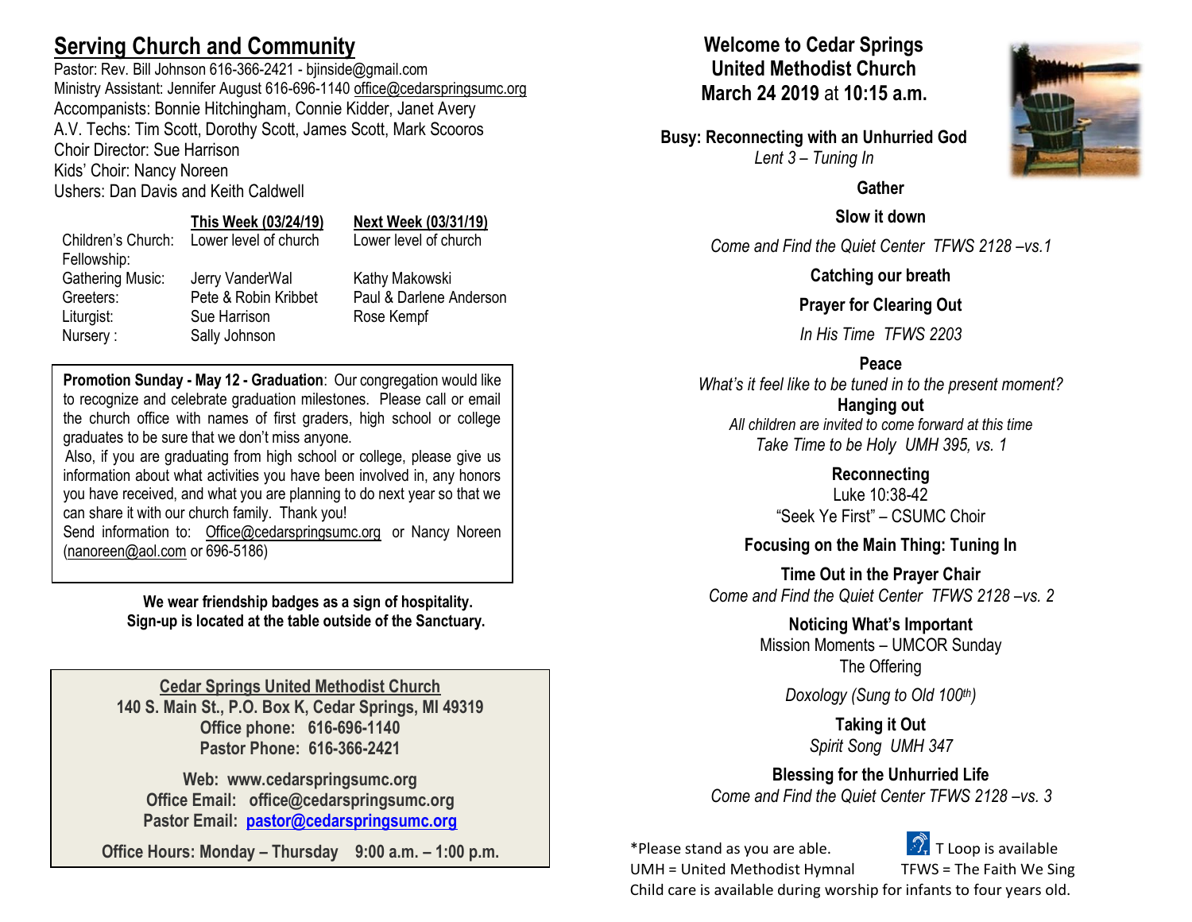## Serving Church and Community

Pastor: Rev. Bill Johnson 616-366-2421 - bjinside@gmail.com
Ministry Assistant: Jennifer August 616-696-1140 office@cedarspringsumc.org
Accompanists: Bonnie Hitchingham, Connie Kidder, Janet Avery
A.V. Techs: Tim Scott, Dorothy Scott, James Scott, Mark Scooros
Choir Director: Sue Harrison
Kids' Choir: Nancy Noreen
Ushers: Dan Davis and Keith Caldwell

| | This Week (03/24/19) | Next Week (03/31/19) |
|---|---|---|
| Children's Church: | Lower level of church | Lower level of church |
| Fellowship: | | |
| Gathering Music: | Jerry VanderWal | Kathy Makowski |
| Greeters: | Pete & Robin Kribbet | Paul & Darlene Anderson |
| Liturgist: | Sue Harrison | Rose Kempf |
| Nursery : | Sally Johnson | |

**Promotion Sunday - May 12 - Graduation**: Our congregation would like to recognize and celebrate graduation milestones. Please call or email the church office with names of first graders, high school or college graduates to be sure that we don't miss anyone.
Also, if you are graduating from high school or college, please give us information about what activities you have been involved in, any honors you have received, and what you are planning to do next year so that we can share it with our church family. Thank you!
Send information to: Office@cedarspringsumc.org or Nancy Noreen (nanoreen@aol.com or 696-5186)

**We wear friendship badges as a sign of hospitality. Sign-up is located at the table outside of the Sanctuary.**

**Cedar Springs United Methodist Church**
**140 S. Main St., P.O. Box K, Cedar Springs, MI 49319**
**Office phone: 616-696-1140**
**Pastor Phone: 616-366-2421**

**Web: www.cedarspringsumc.org**
**Office Email: office@cedarspringsumc.org**
**Pastor Email: pastor@cedarspringsumc.org**

**Office Hours: Monday – Thursday 9:00 a.m. – 1:00 p.m.**

# Welcome to Cedar Springs United Methodist Church March 24 2019 at 10:15 a.m.

**Busy: Reconnecting with an Unhurried God**
*Lent 3 – Tuning In*

**Gather**

**Slow it down**

*Come and Find the Quiet Center TFWS 2128 –vs.1*

**Catching our breath**

**Prayer for Clearing Out**

*In His Time TFWS 2203*

**Peace**
*What's it feel like to be tuned in to the present moment?*

**Hanging out**
*All children are invited to come forward at this time*
*Take Time to be Holy UMH 395, vs. 1*

**Reconnecting**
Luke 10:38-42
"Seek Ye First" – CSUMC Choir

**Focusing on the Main Thing: Tuning In**

**Time Out in the Prayer Chair**
*Come and Find the Quiet Center TFWS 2128 –vs. 2*

**Noticing What's Important**
Mission Moments – UMCOR Sunday
The Offering

*Doxology (Sung to Old 100th)*

**Taking it Out**
*Spirit Song UMH 347*

**Blessing for the Unhurried Life**
*Come and Find the Quiet Center TFWS 2128 –vs. 3*

*Please stand as you are able. T Loop is available
UMH = United Methodist Hymnal TFWS = The Faith We Sing
Child care is available during worship for infants to four years old.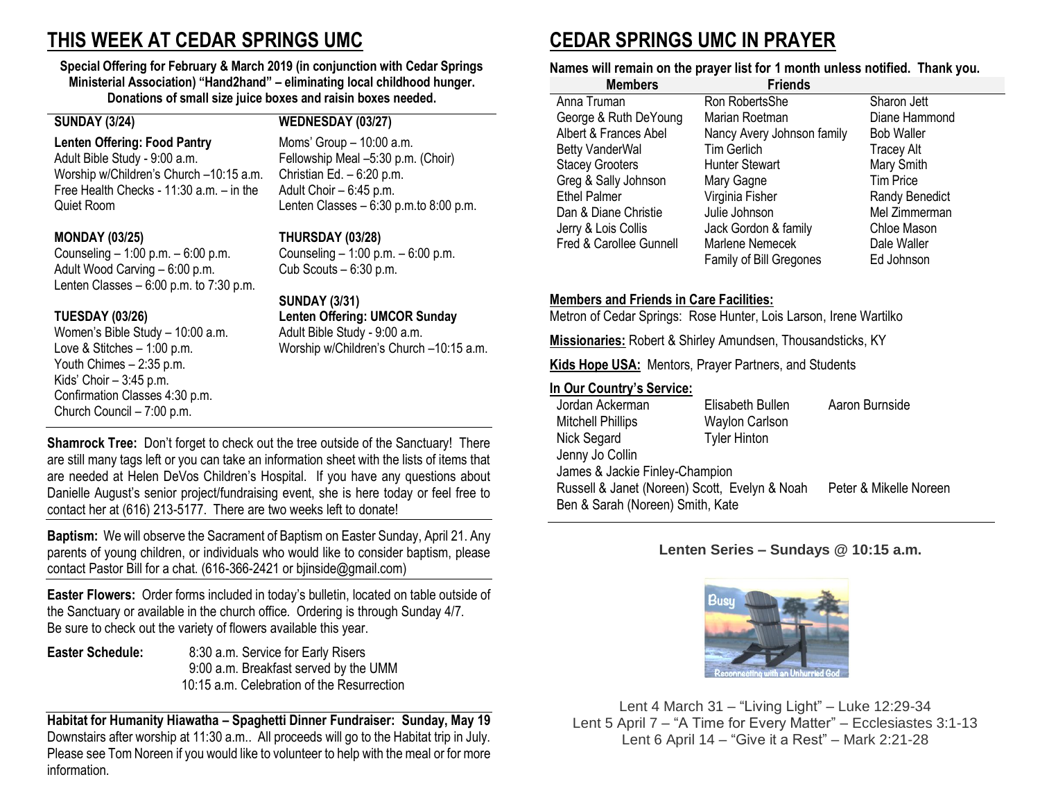# THIS WEEK AT CEDAR SPRINGS UMC

**Special Offering for February & March 2019 (in conjunction with Cedar Springs Ministerial Association) "Hand2hand" – eliminating local childhood hunger. Donations of small size juice boxes and raisin boxes needed.**

**SUNDAY (3/24)**

**Lenten Offering: Food Pantry**
Adult Bible Study - 9:00 a.m.
Worship w/Children's Church –10:15 a.m.
Free Health Checks - 11:30 a.m. – in the Quiet Room

**MONDAY (03/25)**
Counseling – 1:00 p.m. – 6:00 p.m.
Adult Wood Carving – 6:00 p.m.
Lenten Classes – 6:00 p.m. to 7:30 p.m.

**TUESDAY (03/26)**
Women's Bible Study – 10:00 a.m.
Love & Stitches – 1:00 p.m.
Youth Chimes – 2:35 p.m.
Kids' Choir – 3:45 p.m.
Confirmation Classes 4:30 p.m.
Church Council – 7:00 p.m.

**WEDNESDAY (03/27)**
Moms' Group – 10:00 a.m.
Fellowship Meal –5:30 p.m. (Choir)
Christian Ed. – 6:20 p.m.
Adult Choir – 6:45 p.m.
Lenten Classes – 6:30 p.m.to 8:00 p.m.

**THURSDAY (03/28)**
Counseling – 1:00 p.m. – 6:00 p.m.
Cub Scouts – 6:30 p.m.

**SUNDAY (3/31)**
**Lenten Offering: UMCOR Sunday**
Adult Bible Study - 9:00 a.m.
Worship w/Children's Church –10:15 a.m.

**Shamrock Tree:** Don't forget to check out the tree outside of the Sanctuary! There are still many tags left or you can take an information sheet with the lists of items that are needed at Helen DeVos Children's Hospital. If you have any questions about Danielle August's senior project/fundraising event, she is here today or feel free to contact her at (616) 213-5177. There are two weeks left to donate!

**Baptism:** We will observe the Sacrament of Baptism on Easter Sunday, April 21. Any parents of young children, or individuals who would like to consider baptism, please contact Pastor Bill for a chat. (616-366-2421 or bjinside@gmail.com)

**Easter Flowers:** Order forms included in today's bulletin, located on table outside of the Sanctuary or available in the church office. Ordering is through Sunday 4/7. Be sure to check out the variety of flowers available this year.

**Easter Schedule:**
8:30 a.m. Service for Early Risers
9:00 a.m. Breakfast served by the UMM
10:15 a.m. Celebration of the Resurrection

**Habitat for Humanity Hiawatha – Spaghetti Dinner Fundraiser: Sunday, May 19**
Downstairs after worship at 11:30 a.m.. All proceeds will go to the Habitat trip in July. Please see Tom Noreen if you would like to volunteer to help with the meal or for more information.

# CEDAR SPRINGS UMC IN PRAYER

**Names will remain on the prayer list for 1 month unless notified. Thank you.**

| Members | Friends | |
|---|---|---|
| Anna Truman | Ron RobertsShe | Sharon Jett |
| George & Ruth DeYoung | Marian Roetman | Diane Hammond |
| Albert & Frances Abel | Nancy Avery Johnson family | Bob Waller |
| Betty VanderWal | Tim Gerlich | Tracey Alt |
| Stacey Grooters | Hunter Stewart | Mary Smith |
| Greg & Sally Johnson | Mary Gagne | Tim Price |
| Ethel Palmer | Virginia Fisher | Randy Benedict |
| Dan & Diane Christie | Julie Johnson | Mel Zimmerman |
| Jerry & Lois Collis | Jack Gordon & family | Chloe Mason |
| Fred & Carollee Gunnell | Marlene Nemecek | Dale Waller |
| | Family of Bill Gregones | Ed Johnson |

**Members and Friends in Care Facilities:**
Metron of Cedar Springs: Rose Hunter, Lois Larson, Irene Wartilko

**Missionaries:** Robert & Shirley Amundsen, Thousandsticks, KY

**Kids Hope USA:** Mentors, Prayer Partners, and Students

**In Our Country's Service:**

Jordan Ackerman
Elisabeth Bullen
Aaron Burnside
Mitchell Phillips
Waylon Carlson
Nick Segard
Tyler Hinton
Jenny Jo Collin
James & Jackie Finley-Champion
Russell & Janet (Noreen) Scott, Evelyn & Noah
Peter & Mikelle Noreen
Ben & Sarah (Noreen) Smith, Kate

**Lenten Series – Sundays @ 10:15 a.m.**

Busy
Reconnecting with an Unhurried God

Lent 4 March 31 – "Living Light" – Luke 12:29-34
Lent 5 April 7 – "A Time for Every Matter" – Ecclesiastes 3:1-13
Lent 6 April 14 – "Give it a Rest" – Mark 2:21-28